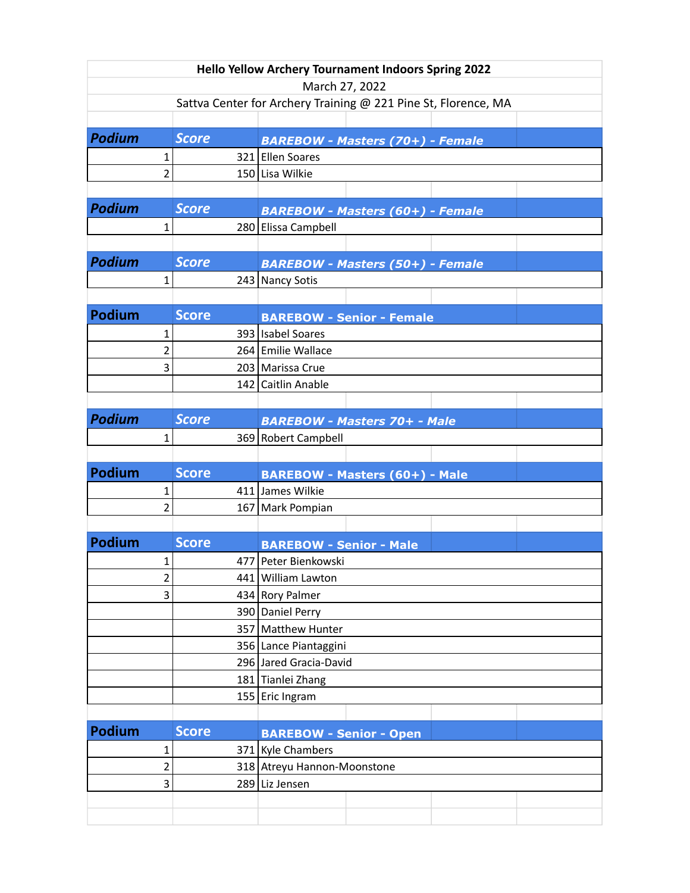**Hello Yellow Archery Tournament Indoors Spring 2022**

March 27, 2022

Sattva Center for Archery Training @ 221 Pine St, Florence, MA

| Podium | Score | BAREBOW - Masters (70+) - Female |
|---|---|---|
| 1 | 321 | Ellen Soares |
| 2 | 150 | Lisa Wilkie |

| Podium | Score | BAREBOW - Masters (60+) - Female |
|---|---|---|
| 1 | 280 | Elissa Campbell |

| Podium | Score | BAREBOW - Masters (50+) - Female |
|---|---|---|
| 1 | 243 | Nancy Sotis |

| Podium | Score | BAREBOW - Senior - Female |
|---|---|---|
| 1 | 393 | Isabel Soares |
| 2 | 264 | Emilie Wallace |
| 3 | 203 | Marissa Crue |
| | 142 | Caitlin Anable |

| Podium | Score | BAREBOW - Masters 70+ - Male |
|---|---|---|
| 1 | 369 | Robert Campbell |

| Podium | Score | BAREBOW - Masters (60+) - Male |
|---|---|---|
| 1 | 411 | James Wilkie |
| 2 | 167 | Mark Pompian |

| Podium | Score | BAREBOW - Senior - Male |
|---|---|---|
| 1 | 477 | Peter Bienkowski |
| 2 | 441 | William Lawton |
| 3 | 434 | Rory Palmer |
| | 390 | Daniel Perry |
| | 357 | Matthew Hunter |
| | 356 | Lance Piantaggini |
| | 296 | Jared Gracia-David |
| | 181 | Tianlei Zhang |
| | 155 | Eric Ingram |

| Podium | Score | BAREBOW - Senior - Open |
|---|---|---|
| 1 | 371 | Kyle Chambers |
| 2 | 318 | Atreyu Hannon-Moonstone |
| 3 | 289 | Liz Jensen |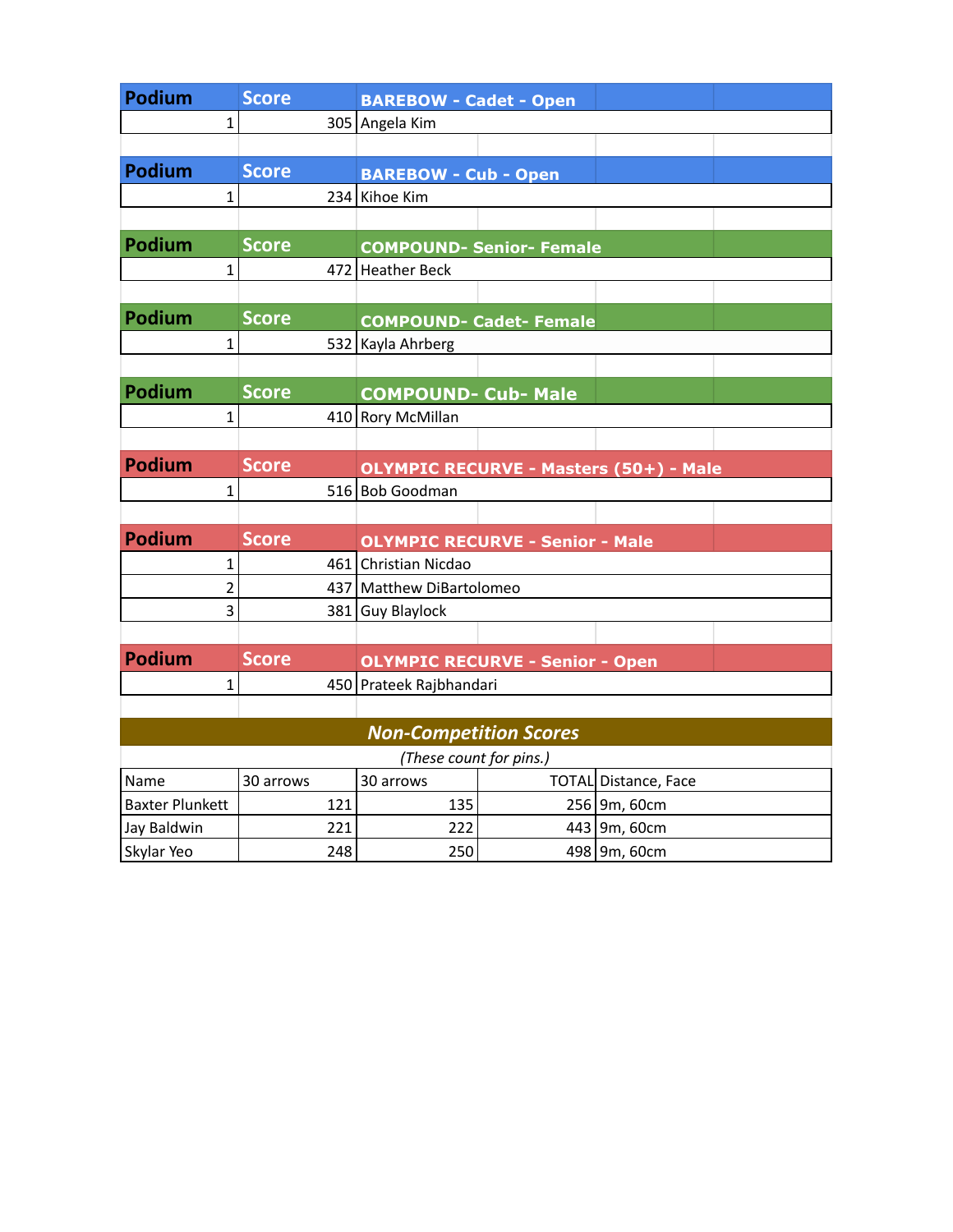| Podium | Score | BAREBOW - Cadet - Open |
|---|---|---|
| 1 | 305 | Angela Kim |

| Podium | Score | BAREBOW - Cub - Open |
|---|---|---|
| 1 | 234 | Kihoe Kim |

| Podium | Score | COMPOUND- Senior- Female |
|---|---|---|
| 1 | 472 | Heather Beck |

| Podium | Score | COMPOUND- Cadet- Female |
|---|---|---|
| 1 | 532 | Kayla Ahrberg |

| Podium | Score | COMPOUND- Cub- Male |
|---|---|---|
| 1 | 410 | Rory McMillan |

| Podium | Score | OLYMPIC RECURVE - Masters (50+) - Male |
|---|---|---|
| 1 | 516 | Bob Goodman |

| Podium | Score | OLYMPIC RECURVE - Senior - Male |
|---|---|---|
| 1 | 461 | Christian Nicdao |
| 2 | 437 | Matthew DiBartolomeo |
| 3 | 381 | Guy Blaylock |

| Podium | Score | OLYMPIC RECURVE - Senior - Open |
|---|---|---|
| 1 | 450 | Prateek Rajbhandari |

## *Non-Competition Scores*

*(These count for pins.)*

| Name | 30 arrows | 30 arrows | TOTAL | Distance, Face |
|---|---|---|---|---|
| Baxter Plunkett | 121 | 135 | 256 | 9m, 60cm |
| Jay Baldwin | 221 | 222 | 443 | 9m, 60cm |
| Skylar Yeo | 248 | 250 | 498 | 9m, 60cm |